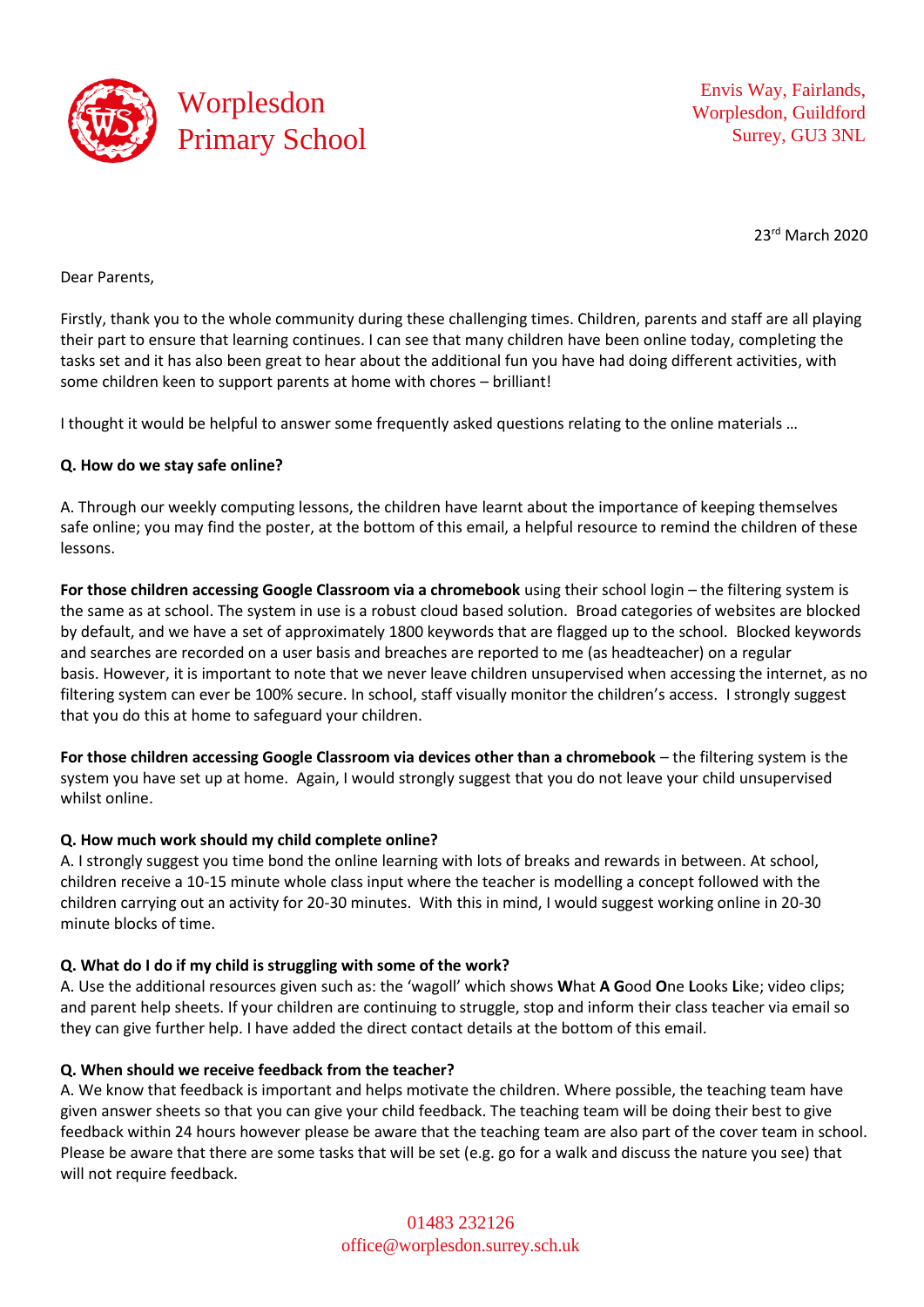# Worplesdon Primary School

Envis Way, Fairlands,
Worplesdon, Guildford
Surrey, GU3 3NL

23rd March 2020

Dear Parents,

Firstly, thank you to the whole community during these challenging times. Children, parents and staff are all playing their part to ensure that learning continues. I can see that many children have been online today, completing the tasks set and it has also been great to hear about the additional fun you have had doing different activities, with some children keen to support parents at home with chores – brilliant!

I thought it would be helpful to answer some frequently asked questions relating to the online materials …

**Q. How do we stay safe online?**

A. Through our weekly computing lessons, the children have learnt about the importance of keeping themselves safe online; you may find the poster, at the bottom of this email, a helpful resource to remind the children of these lessons.

**For those children accessing Google Classroom via a chromebook** using their school login – the filtering system is the same as at school. The system in use is a robust cloud based solution. Broad categories of websites are blocked by default, and we have a set of approximately 1800 keywords that are flagged up to the school. Blocked keywords and searches are recorded on a user basis and breaches are reported to me (as headteacher) on a regular basis. However, it is important to note that we never leave children unsupervised when accessing the internet, as no filtering system can ever be 100% secure. In school, staff visually monitor the children's access. I strongly suggest that you do this at home to safeguard your children.

**For those children accessing Google Classroom via devices other than a chromebook** – the filtering system is the system you have set up at home. Again, I would strongly suggest that you do not leave your child unsupervised whilst online.

**Q. How much work should my child complete online?**

A. I strongly suggest you time bond the online learning with lots of breaks and rewards in between. At school, children receive a 10-15 minute whole class input where the teacher is modelling a concept followed with the children carrying out an activity for 20-30 minutes. With this in mind, I would suggest working online in 20-30 minute blocks of time.

**Q. What do I do if my child is struggling with some of the work?**

A. Use the additional resources given such as: the 'wagoll' which shows **W**hat **A G**ood **O**ne **L**ooks **L**ike; video clips; and parent help sheets. If your children are continuing to struggle, stop and inform their class teacher via email so they can give further help. I have added the direct contact details at the bottom of this email.

**Q. When should we receive feedback from the teacher?**

A. We know that feedback is important and helps motivate the children. Where possible, the teaching team have given answer sheets so that you can give your child feedback. The teaching team will be doing their best to give feedback within 24 hours however please be aware that the teaching team are also part of the cover team in school. Please be aware that there are some tasks that will be set (e.g. go for a walk and discuss the nature you see) that will not require feedback.

01483 232126
office@worplesdon.surrey.sch.uk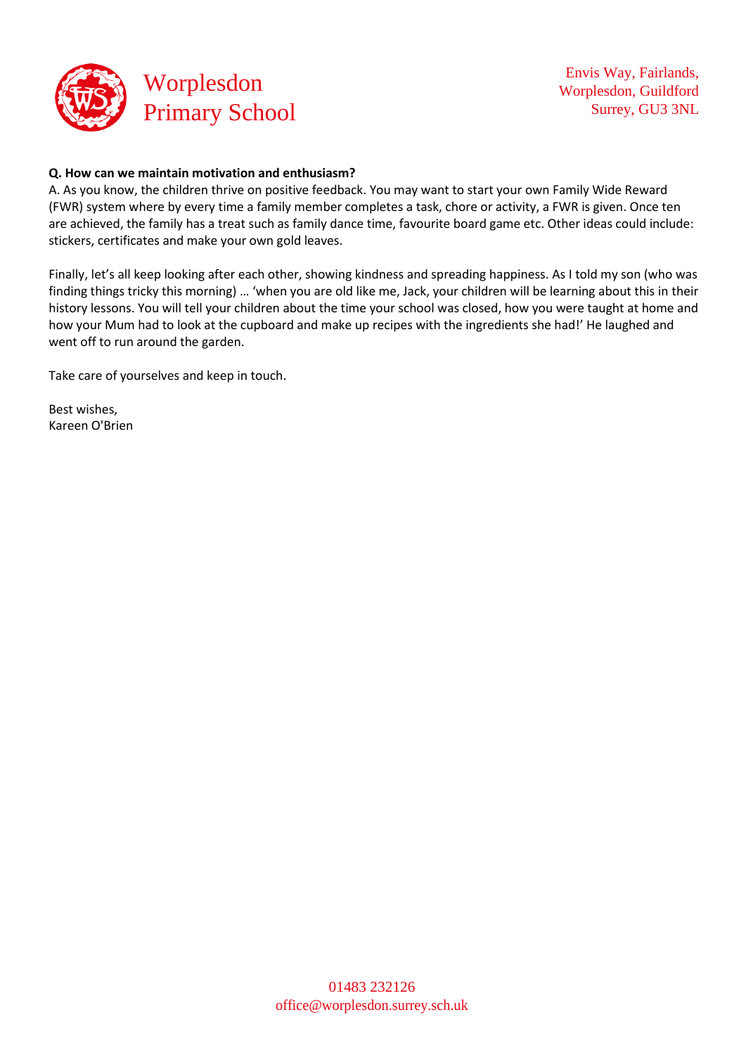**Q. How can we maintain motivation and enthusiasm?**

A. As you know, the children thrive on positive feedback. You may want to start your own Family Wide Reward (FWR) system where by every time a family member completes a task, chore or activity, a FWR is given. Once ten are achieved, the family has a treat such as family dance time, favourite board game etc. Other ideas could include: stickers, certificates and make your own gold leaves.

Finally, let's all keep looking after each other, showing kindness and spreading happiness. As I told my son (who was finding things tricky this morning) … 'when you are old like me, Jack, your children will be learning about this in their history lessons. You will tell your children about the time your school was closed, how you were taught at home and how your Mum had to look at the cupboard and make up recipes with the ingredients she had!' He laughed and went off to run around the garden.

Take care of yourselves and keep in touch.

Best wishes,
Kareen O'Brien